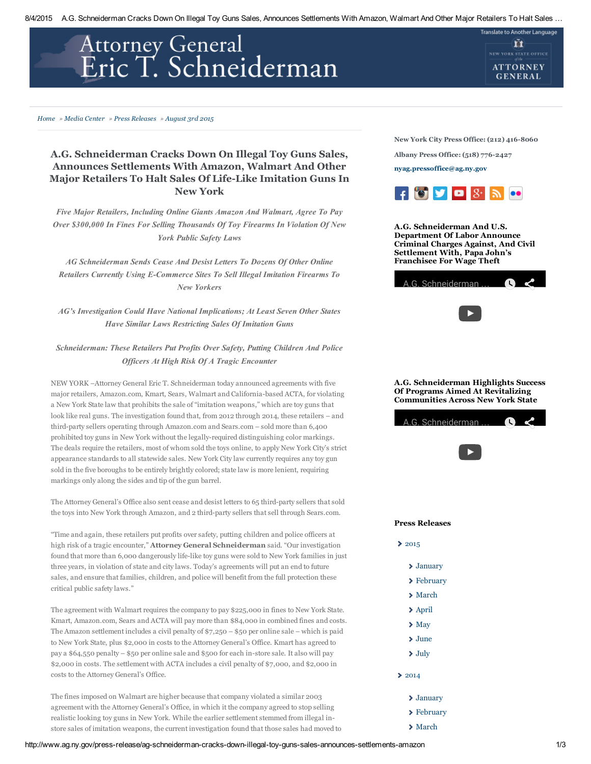Home » Media Center » Press Releases » August 3rd 2015

# A.G. Schneiderman Cracks Down On Illegal Toy Guns Sales, Announces Settlements With Amazon, Walmart And Other Major Retailers To Halt Sales Of Life-Like Imitation Guns In New York

*Five Major Retailers, Including Online Giants Amazon And Walmart, Agree To Pay Over $300,000 In Fines For Selling Thousands Of Toy Firearms In Violation Of New York Public Safety Laws*

*AG Schneiderman Sends Cease And Desist Letters To Dozens Of Other Online Retailers Currently Using E-Commerce Sites To Sell Illegal Imitation Firearms To New Yorkers*

*AG's Investigation Could Have National Implications; At Least Seven Other States Have Similar Laws Restricting Sales Of Imitation Guns*

*Schneiderman: These Retailers Put Profits Over Safety, Putting Children And Police Officers At High Risk Of A Tragic Encounter*

NEW YORK –Attorney General Eric T. Schneiderman today announced agreements with five major retailers, Amazon.com, Kmart, Sears, Walmart and California-based ACTA, for violating a New York State law that prohibits the sale of "imitation weapons," which are toy guns that look like real guns. The investigation found that, from 2012 through 2014, these retailers – and third-party sellers operating through Amazon.com and Sears.com – sold more than 6,400 prohibited toy guns in New York without the legally-required distinguishing color markings. The deals require the retailers, most of whom sold the toys online, to apply New York City's strict appearance standards to all statewide sales. New York City law currently requires any toy gun sold in the five boroughs to be entirely brightly colored; state law is more lenient, requiring markings only along the sides and tip of the gun barrel.

The Attorney General's Office also sent cease and desist letters to 65 third-party sellers that sold the toys into New York through Amazon, and 2 third-party sellers that sell through Sears.com.

"Time and again, these retailers put profits over safety, putting children and police officers at high risk of a tragic encounter," **Attorney General Schneiderman** said. "Our investigation found that more than 6,000 dangerously life-like toy guns were sold to New York families in just three years, in violation of state and city laws. Today's agreements will put an end to future sales, and ensure that families, children, and police will benefit from the full protection these critical public safety laws."

The agreement with Walmart requires the company to pay $225,000 in fines to New York State. Kmart, Amazon.com, Sears and ACTA will pay more than $84,000 in combined fines and costs. The Amazon settlement includes a civil penalty of $7,250 – $50 per online sale – which is paid to New York State, plus $2,000 in costs to the Attorney General's Office. Kmart has agreed to pay a $64,550 penalty – $50 per online sale and $500 for each in-store sale. It also will pay $2,000 in costs. The settlement with ACTA includes a civil penalty of $7,000, and $2,000 in costs to the Attorney General's Office.

The fines imposed on Walmart are higher because that company violated a similar 2003 agreement with the Attorney General's Office, in which it the company agreed to stop selling realistic looking toy guns in New York. While the earlier settlement stemmed from illegal in-store sales of imitation weapons, the current investigation found that those sales had moved to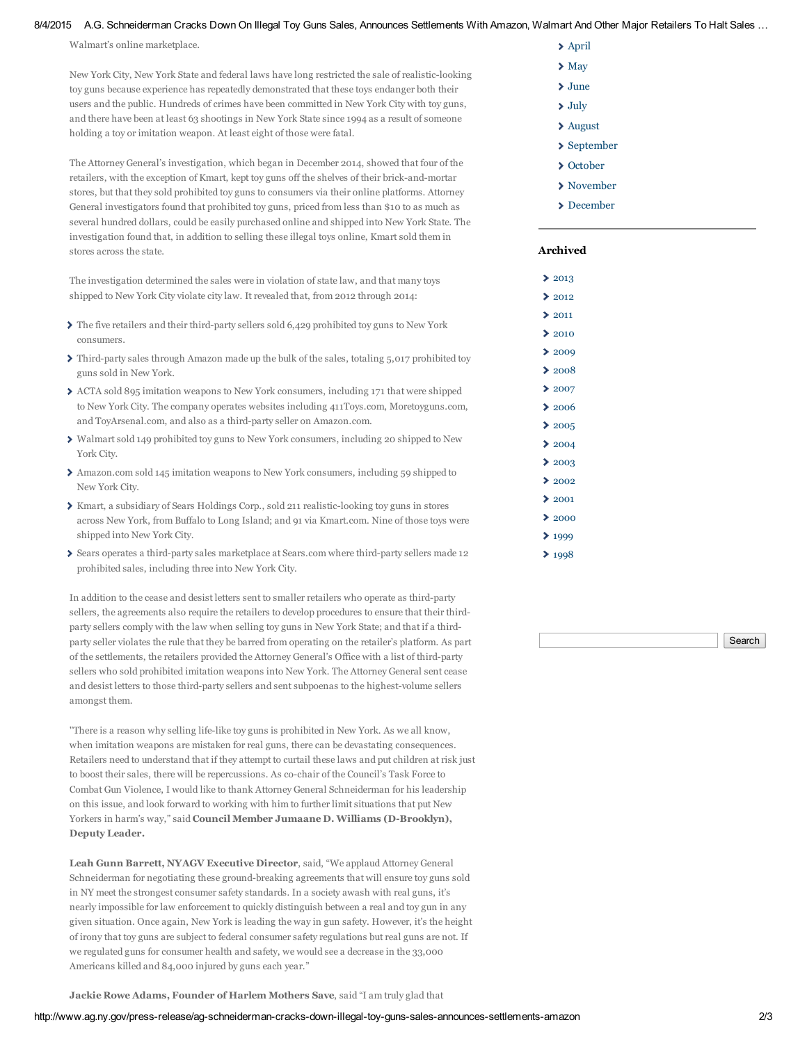Walmart's online marketplace.

New York City, New York State and federal laws have long restricted the sale of realistic-looking toy guns because experience has repeatedly demonstrated that these toys endanger both their users and the public. Hundreds of crimes have been committed in New York City with toy guns, and there have been at least 63 shootings in New York State since 1994 as a result of someone holding a toy or imitation weapon. At least eight of those were fatal.

The Attorney General's investigation, which began in December 2014, showed that four of the retailers, with the exception of Kmart, kept toy guns off the shelves of their brick-and-mortar stores, but that they sold prohibited toy guns to consumers via their online platforms. Attorney General investigators found that prohibited toy guns, priced from less than $10 to as much as several hundred dollars, could be easily purchased online and shipped into New York State. The investigation found that, in addition to selling these illegal toys online, Kmart sold them in stores across the state.

The investigation determined the sales were in violation of state law, and that many toys shipped to New York City violate city law. It revealed that, from 2012 through 2014:

- The five retailers and their third-party sellers sold 6,429 prohibited toy guns to New York consumers.
- Third-party sales through Amazon made up the bulk of the sales, totaling 5,017 prohibited toy guns sold in New York.
- ACTA sold 895 imitation weapons to New York consumers, including 171 that were shipped to New York City. The company operates websites including 411Toys.com, Moretoyguns.com, and ToyArsenal.com, and also as a third-party seller on Amazon.com.
- Walmart sold 149 prohibited toy guns to New York consumers, including 20 shipped to New York City.
- Amazon.com sold 145 imitation weapons to New York consumers, including 59 shipped to New York City.
- Kmart, a subsidiary of Sears Holdings Corp., sold 211 realistic-looking toy guns in stores across New York, from Buffalo to Long Island; and 91 via Kmart.com. Nine of those toys were shipped into New York City.
- Sears operates a third-party sales marketplace at Sears.com where third-party sellers made 12 prohibited sales, including three into New York City.

In addition to the cease and desist letters sent to smaller retailers who operate as third-party sellers, the agreements also require the retailers to develop procedures to ensure that their third-party sellers comply with the law when selling toy guns in New York State; and that if a third-party seller violates the rule that they be barred from operating on the retailer's platform. As part of the settlements, the retailers provided the Attorney General's Office with a list of third-party sellers who sold prohibited imitation weapons into New York. The Attorney General sent cease and desist letters to those third-party sellers and sent subpoenas to the highest-volume sellers amongst them.

"There is a reason why selling life-like toy guns is prohibited in New York. As we all know, when imitation weapons are mistaken for real guns, there can be devastating consequences. Retailers need to understand that if they attempt to curtail these laws and put children at risk just to boost their sales, there will be repercussions. As co-chair of the Council's Task Force to Combat Gun Violence, I would like to thank Attorney General Schneiderman for his leadership on this issue, and look forward to working with him to further limit situations that put New Yorkers in harm's way," said **Council Member Jumaane D. Williams (D-Brooklyn), Deputy Leader.**

**Leah Gunn Barrett, NYAGV Executive Director**, said, "We applaud Attorney General Schneiderman for negotiating these ground-breaking agreements that will ensure toy guns sold in NY meet the strongest consumer safety standards. In a society awash with real guns, it's nearly impossible for law enforcement to quickly distinguish between a real and toy gun in any given situation. Once again, New York is leading the way in gun safety. However, it's the height of irony that toy guns are subject to federal consumer safety regulations but real guns are not. If we regulated guns for consumer health and safety, we would see a decrease in the 33,000 Americans killed and 84,000 injured by guns each year."

**Jackie Rowe Adams, Founder of Harlem Mothers Save**, said "I am truly glad that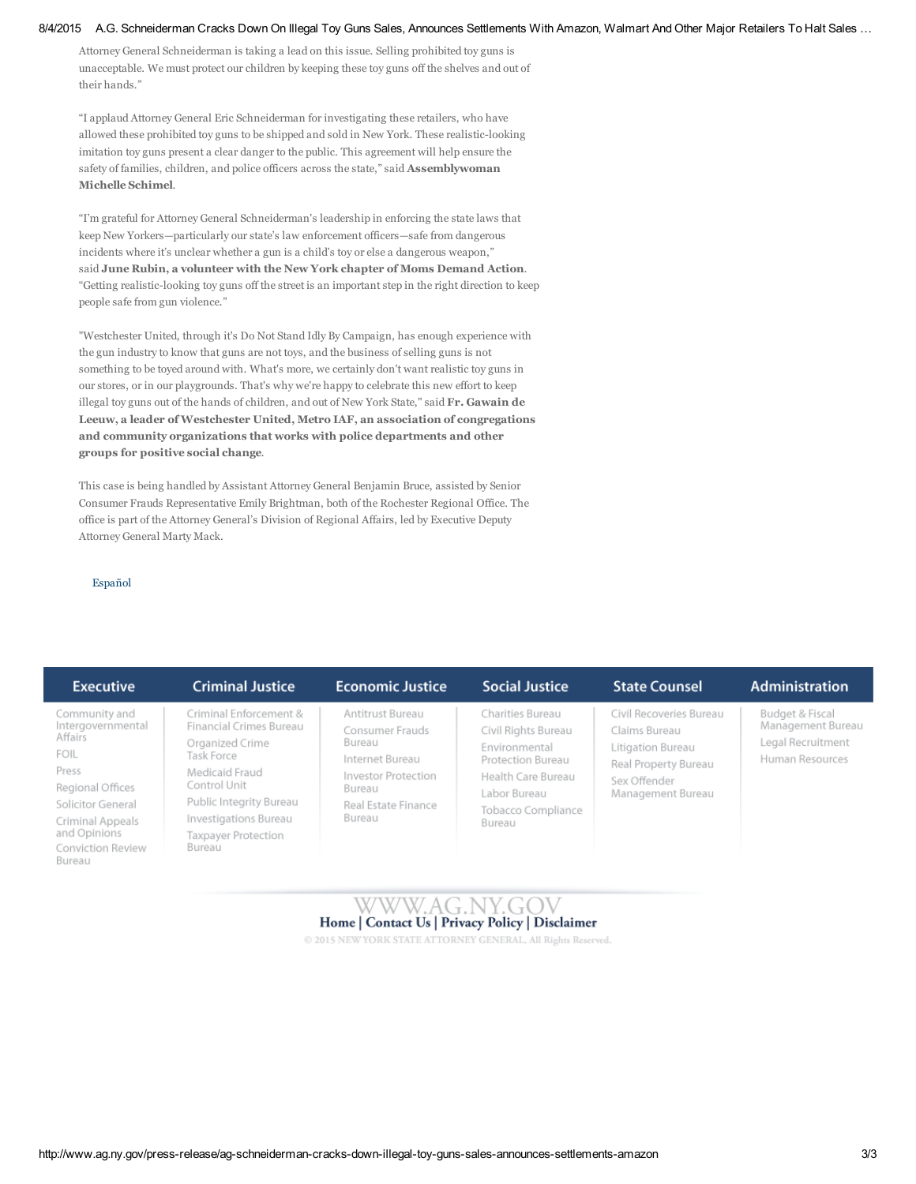Attorney General Schneiderman is taking a lead on this issue. Selling prohibited toy guns is unacceptable. We must protect our children by keeping these toy guns off the shelves and out of their hands."

"I applaud Attorney General Eric Schneiderman for investigating these retailers, who have allowed these prohibited toy guns to be shipped and sold in New York. These realistic-looking imitation toy guns present a clear danger to the public. This agreement will help ensure the safety of families, children, and police officers across the state," said **Assemblywoman Michelle Schimel**.

"I'm grateful for Attorney General Schneiderman's leadership in enforcing the state laws that keep New Yorkers—particularly our state's law enforcement officers—safe from dangerous incidents where it's unclear whether a gun is a child's toy or else a dangerous weapon," said **June Rubin, a volunteer with the New York chapter of Moms Demand Action**. "Getting realistic-looking toy guns off the street is an important step in the right direction to keep people safe from gun violence."

"Westchester United, through it's Do Not Stand Idly By Campaign, has enough experience with the gun industry to know that guns are not toys, and the business of selling guns is not something to be toyed around with. What's more, we certainly don't want realistic toy guns in our stores, or in our playgrounds. That's why we're happy to celebrate this new effort to keep illegal toy guns out of the hands of children, and out of New York State," said **Fr. Gawain de Leeuw, a leader of Westchester United, Metro IAF, an association of congregations and community organizations that works with police departments and other groups for positive social change**.

This case is being handled by Assistant Attorney General Benjamin Bruce, assisted by Senior Consumer Frauds Representative Emily Brightman, both of the Rochester Regional Office. The office is part of the Attorney General's Division of Regional Affairs, led by Executive Deputy Attorney General Marty Mack.

Español

| Executive | Criminal Justice | Economic Justice | Social Justice | State Counsel | Administration |
| --- | --- | --- | --- | --- | --- |
| Community and Intergovernmental Affairs | Criminal Enforcement & Financial Crimes Bureau | Antitrust Bureau | Charities Bureau | Civil Recoveries Bureau | Budget & Fiscal Management Bureau |
| FOIL | Organized Crime Task Force | Consumer Frauds Bureau | Civil Rights Bureau | Claims Bureau | Legal Recruitment |
| Press | Medicaid Fraud Control Unit | Internet Bureau | Environmental Protection Bureau | Litigation Bureau | Human Resources |
| Regional Offices | Public Integrity Bureau | Investor Protection Bureau | Health Care Bureau | Real Property Bureau | |
| Solicitor General | Investigations Bureau | Real Estate Finance Bureau | Labor Bureau | Sex Offender Management Bureau | |
| Criminal Appeals and Opinions | Taxpayer Protection Bureau | | Tobacco Compliance Bureau | | |
| Conviction Review Bureau | | | | | |

WWW.AG.NY.GOV

Home | Contact Us | Privacy Policy | Disclaimer

© 2015 NEW YORK STATE ATTORNEY GENERAL. All Rights Reserved.